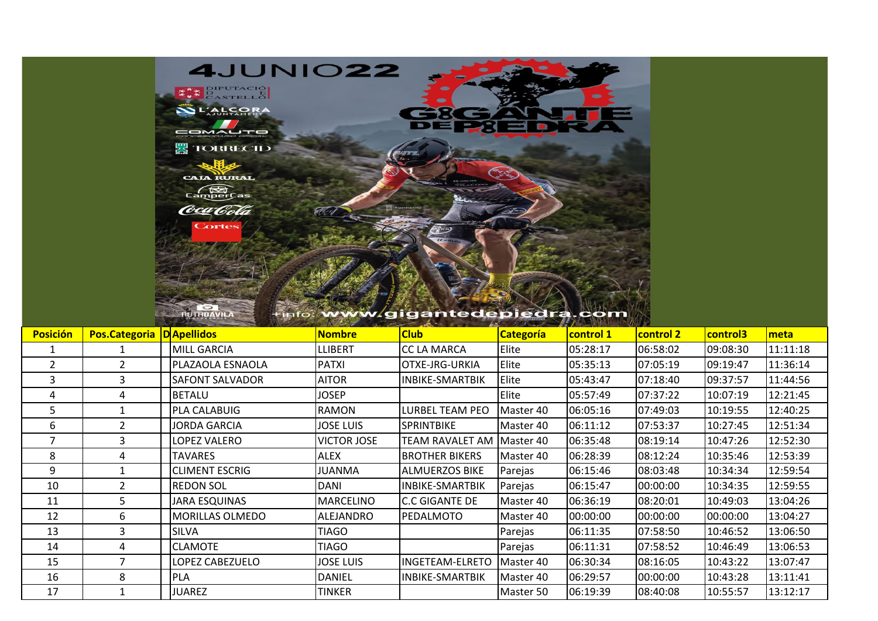4JUNIO22

GIGANTE DE PIEDRA

+info: www.gigantedepiedra.com

| Posición | Pos.Categoria | D | Apellidos | Nombre | Club | Categoría | control 1 | control 2 | control3 | meta |
|---|---|---|---|---|---|---|---|---|---|---|
| 1 | 1 | | MILL GARCIA | LLIBERT | CC LA MARCA | Elite | 05:28:17 | 06:58:02 | 09:08:30 | 11:11:18 |
| 2 | 2 | | PLAZAOLA ESNAOLA | PATXI | OTXE-JRG-URKIA | Elite | 05:35:13 | 07:05:19 | 09:19:47 | 11:36:14 |
| 3 | 3 | | SAFONT SALVADOR | AITOR | INBIKE-SMARTBIK | Elite | 05:43:47 | 07:18:40 | 09:37:57 | 11:44:56 |
| 4 | 4 | | BETALU | JOSEP | | Elite | 05:57:49 | 07:37:22 | 10:07:19 | 12:21:45 |
| 5 | 1 | | PLA CALABUIG | RAMON | LURBEL TEAM PEO | Master 40 | 06:05:16 | 07:49:03 | 10:19:55 | 12:40:25 |
| 6 | 2 | | JORDA GARCIA | JOSE LUIS | SPRINTBIKE | Master 40 | 06:11:12 | 07:53:37 | 10:27:45 | 12:51:34 |
| 7 | 3 | | LOPEZ VALERO | VICTOR JOSE | TEAM RAVALET AM | Master 40 | 06:35:48 | 08:19:14 | 10:47:26 | 12:52:30 |
| 8 | 4 | | TAVARES | ALEX | BROTHER BIKERS | Master 40 | 06:28:39 | 08:12:24 | 10:35:46 | 12:53:39 |
| 9 | 1 | | CLIMENT ESCRIG | JUANMA | ALMUERZOS BIKE | Parejas | 06:15:46 | 08:03:48 | 10:34:34 | 12:59:54 |
| 10 | 2 | | REDON SOL | DANI | INBIKE-SMARTBIK | Parejas | 06:15:47 | 00:00:00 | 10:34:35 | 12:59:55 |
| 11 | 5 | | JARA ESQUINAS | MARCELINO | C.C GIGANTE DE | Master 40 | 06:36:19 | 08:20:01 | 10:49:03 | 13:04:26 |
| 12 | 6 | | MORILLAS OLMEDO | ALEJANDRO | PEDALMOTO | Master 40 | 00:00:00 | 00:00:00 | 00:00:00 | 13:04:27 |
| 13 | 3 | | SILVA | TIAGO | | Parejas | 06:11:35 | 07:58:50 | 10:46:52 | 13:06:50 |
| 14 | 4 | | CLAMOTE | TIAGO | | Parejas | 06:11:31 | 07:58:52 | 10:46:49 | 13:06:53 |
| 15 | 7 | | LOPEZ CABEZUELO | JOSE LUIS | INGETEAM-ELRETO | Master 40 | 06:30:34 | 08:16:05 | 10:43:22 | 13:07:47 |
| 16 | 8 | | PLA | DANIEL | INBIKE-SMARTBIK | Master 40 | 06:29:57 | 00:00:00 | 10:43:28 | 13:11:41 |
| 17 | 1 | | JUAREZ | TINKER | | Master 50 | 06:19:39 | 08:40:08 | 10:55:57 | 13:12:17 |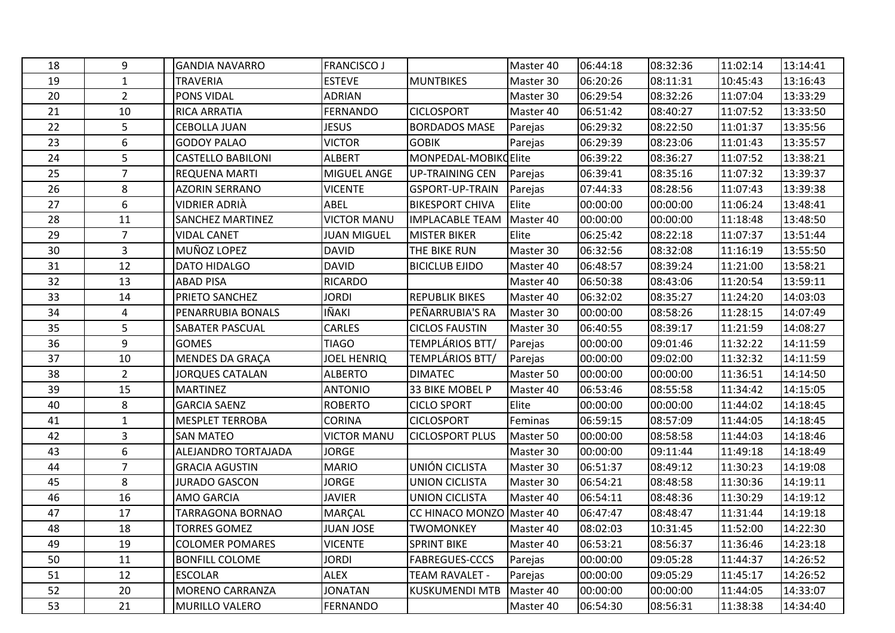| | | | | | | | | | | |
|---|---|---|---|---|---|---|---|---|---|---|
| 18 | 9 | | GANDIA NAVARRO | FRANCISCO J | | Master 40 | 06:44:18 | 08:32:36 | 11:02:14 | 13:14:41 |
| 19 | 1 | | TRAVERIA | ESTEVE | MUNTBIKES | Master 30 | 06:20:26 | 08:11:31 | 10:45:43 | 13:16:43 |
| 20 | 2 | | PONS VIDAL | ADRIAN | | Master 30 | 06:29:54 | 08:32:26 | 11:07:04 | 13:33:29 |
| 21 | 10 | | RICA ARRATIA | FERNANDO | CICLOSPORT | Master 40 | 06:51:42 | 08:40:27 | 11:07:52 | 13:33:50 |
| 22 | 5 | | CEBOLLA JUAN | JESUS | BORDADOS MASE | Parejas | 06:29:32 | 08:22:50 | 11:01:37 | 13:35:56 |
| 23 | 6 | | GODOY PALAO | VICTOR | GOBIK | Parejas | 06:29:39 | 08:23:06 | 11:01:43 | 13:35:57 |
| 24 | 5 | | CASTELLO BABILONI | ALBERT | MONPEDAL-MOBIKO | Elite | 06:39:22 | 08:36:27 | 11:07:52 | 13:38:21 |
| 25 | 7 | | REQUENA MARTI | MIGUEL ANGE | UP-TRAINING CEN | Parejas | 06:39:41 | 08:35:16 | 11:07:32 | 13:39:37 |
| 26 | 8 | | AZORIN SERRANO | VICENTE | GSPORT-UP-TRAIN | Parejas | 07:44:33 | 08:28:56 | 11:07:43 | 13:39:38 |
| 27 | 6 | | VIDRIER ADRIÀ | ABEL | BIKESPORT CHIVA | Elite | 00:00:00 | 00:00:00 | 11:06:24 | 13:48:41 |
| 28 | 11 | | SANCHEZ MARTINEZ | VICTOR MANU | IMPLACABLE TEAM | Master 40 | 00:00:00 | 00:00:00 | 11:18:48 | 13:48:50 |
| 29 | 7 | | VIDAL CANET | JUAN MIGUEL | MISTER BIKER | Elite | 06:25:42 | 08:22:18 | 11:07:37 | 13:51:44 |
| 30 | 3 | | MUÑOZ LOPEZ | DAVID | THE BIKE RUN | Master 30 | 06:32:56 | 08:32:08 | 11:16:19 | 13:55:50 |
| 31 | 12 | | DATO HIDALGO | DAVID | BICICLUB EJIDO | Master 40 | 06:48:57 | 08:39:24 | 11:21:00 | 13:58:21 |
| 32 | 13 | | ABAD PISA | RICARDO | | Master 40 | 06:50:38 | 08:43:06 | 11:20:54 | 13:59:11 |
| 33 | 14 | | PRIETO SANCHEZ | JORDI | REPUBLIK BIKES | Master 40 | 06:32:02 | 08:35:27 | 11:24:20 | 14:03:03 |
| 34 | 4 | | PENARRUBIA BONALS | IÑAKI | PEÑARRUBIA'S RA | Master 30 | 00:00:00 | 08:58:26 | 11:28:15 | 14:07:49 |
| 35 | 5 | | SABATER PASCUAL | CARLES | CICLOS FAUSTIN | Master 30 | 06:40:55 | 08:39:17 | 11:21:59 | 14:08:27 |
| 36 | 9 | | GOMES | TIAGO | TEMPLÁRIOS BTT/ | Parejas | 00:00:00 | 09:01:46 | 11:32:22 | 14:11:59 |
| 37 | 10 | | MENDES DA GRAÇA | JOEL HENRIQ | TEMPLÁRIOS BTT/ | Parejas | 00:00:00 | 09:02:00 | 11:32:32 | 14:11:59 |
| 38 | 2 | | JORQUES CATALAN | ALBERTO | DIMATEC | Master 50 | 00:00:00 | 00:00:00 | 11:36:51 | 14:14:50 |
| 39 | 15 | | MARTINEZ | ANTONIO | 33 BIKE MOBEL P | Master 40 | 06:53:46 | 08:55:58 | 11:34:42 | 14:15:05 |
| 40 | 8 | | GARCIA SAENZ | ROBERTO | CICLO SPORT | Elite | 00:00:00 | 00:00:00 | 11:44:02 | 14:18:45 |
| 41 | 1 | | MESPLET TERROBA | CORINA | CICLOSPORT | Feminas | 06:59:15 | 08:57:09 | 11:44:05 | 14:18:45 |
| 42 | 3 | | SAN MATEO | VICTOR MANU | CICLOSPORT PLUS | Master 50 | 00:00:00 | 08:58:58 | 11:44:03 | 14:18:46 |
| 43 | 6 | | ALEJANDRO TORTAJADA | JORGE | | Master 30 | 00:00:00 | 09:11:44 | 11:49:18 | 14:18:49 |
| 44 | 7 | | GRACIA AGUSTIN | MARIO | UNIÓN CICLISTA | Master 30 | 06:51:37 | 08:49:12 | 11:30:23 | 14:19:08 |
| 45 | 8 | | JURADO GASCON | JORGE | UNION CICLISTA | Master 30 | 06:54:21 | 08:48:58 | 11:30:36 | 14:19:11 |
| 46 | 16 | | AMO GARCIA | JAVIER | UNION CICLISTA | Master 40 | 06:54:11 | 08:48:36 | 11:30:29 | 14:19:12 |
| 47 | 17 | | TARRAGONA BORNAO | MARÇAL | CC HINACO MONZO | Master 40 | 06:47:47 | 08:48:47 | 11:31:44 | 14:19:18 |
| 48 | 18 | | TORRES GOMEZ | JUAN JOSE | TWOMONKEY | Master 40 | 08:02:03 | 10:31:45 | 11:52:00 | 14:22:30 |
| 49 | 19 | | COLOMER POMARES | VICENTE | SPRINT BIKE | Master 40 | 06:53:21 | 08:56:37 | 11:36:46 | 14:23:18 |
| 50 | 11 | | BONFILL COLOME | JORDI | FABREGUES-CCCS | Parejas | 00:00:00 | 09:05:28 | 11:44:37 | 14:26:52 |
| 51 | 12 | | ESCOLAR | ALEX | TEAM RAVALET - | Parejas | 00:00:00 | 09:05:29 | 11:45:17 | 14:26:52 |
| 52 | 20 | | MORENO CARRANZA | JONATAN | KUSKUMENDI MTB | Master 40 | 00:00:00 | 00:00:00 | 11:44:05 | 14:33:07 |
| 53 | 21 | | MURILLO VALERO | FERNANDO | | Master 40 | 06:54:30 | 08:56:31 | 11:38:38 | 14:34:40 |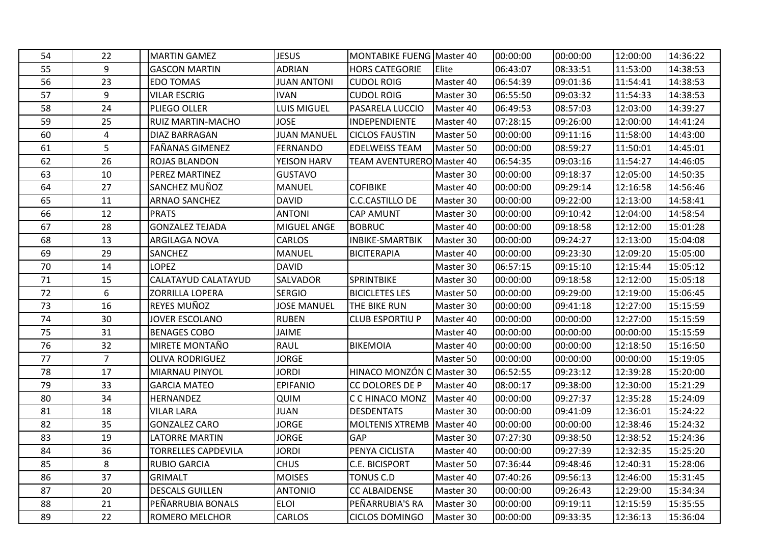| | | | | | | | | | | |
|---|---|---|---|---|---|---|---|---|---|---|
| 54 | 22 | | MARTIN GAMEZ | JESUS | MONTABIKE FUENG | Master 40 | 00:00:00 | 00:00:00 | 12:00:00 | 14:36:22 |
| 55 | 9 | | GASCON MARTIN | ADRIAN | HORS CATEGORIE | Elite | 06:43:07 | 08:33:51 | 11:53:00 | 14:38:53 |
| 56 | 23 | | EDO TOMAS | JUAN ANTONI | CUDOL ROIG | Master 40 | 06:54:39 | 09:01:36 | 11:54:41 | 14:38:53 |
| 57 | 9 | | VILAR ESCRIG | IVAN | CUDOL ROIG | Master 30 | 06:55:50 | 09:03:32 | 11:54:33 | 14:38:53 |
| 58 | 24 | | PLIEGO OLLER | LUIS MIGUEL | PASARELA LUCCIO | Master 40 | 06:49:53 | 08:57:03 | 12:03:00 | 14:39:27 |
| 59 | 25 | | RUIZ MARTIN-MACHO | JOSE | INDEPENDIENTE | Master 40 | 07:28:15 | 09:26:00 | 12:00:00 | 14:41:24 |
| 60 | 4 | | DIAZ BARRAGAN | JUAN MANUEL | CICLOS FAUSTIN | Master 50 | 00:00:00 | 09:11:16 | 11:58:00 | 14:43:00 |
| 61 | 5 | | FAÑANAS GIMENEZ | FERNANDO | EDELWEISS TEAM | Master 50 | 00:00:00 | 08:59:27 | 11:50:01 | 14:45:01 |
| 62 | 26 | | ROJAS BLANDON | YEISON HARV | TEAM AVENTURERO | Master 40 | 06:54:35 | 09:03:16 | 11:54:27 | 14:46:05 |
| 63 | 10 | | PEREZ MARTINEZ | GUSTAVO | | Master 30 | 00:00:00 | 09:18:37 | 12:05:00 | 14:50:35 |
| 64 | 27 | | SANCHEZ MUÑOZ | MANUEL | COFIBIKE | Master 40 | 00:00:00 | 09:29:14 | 12:16:58 | 14:56:46 |
| 65 | 11 | | ARNAO SANCHEZ | DAVID | C.C.CASTILLO DE | Master 30 | 00:00:00 | 09:22:00 | 12:13:00 | 14:58:41 |
| 66 | 12 | | PRATS | ANTONI | CAP AMUNT | Master 30 | 00:00:00 | 09:10:42 | 12:04:00 | 14:58:54 |
| 67 | 28 | | GONZALEZ TEJADA | MIGUEL ANGE | BOBRUC | Master 40 | 00:00:00 | 09:18:58 | 12:12:00 | 15:01:28 |
| 68 | 13 | | ARGILAGA NOVA | CARLOS | INBIKE-SMARTBIK | Master 30 | 00:00:00 | 09:24:27 | 12:13:00 | 15:04:08 |
| 69 | 29 | | SANCHEZ | MANUEL | BICITERAPIA | Master 40 | 00:00:00 | 09:23:30 | 12:09:20 | 15:05:00 |
| 70 | 14 | | LOPEZ | DAVID | | Master 30 | 06:57:15 | 09:15:10 | 12:15:44 | 15:05:12 |
| 71 | 15 | | CALATAYUD CALATAYUD | SALVADOR | SPRINTBIKE | Master 30 | 00:00:00 | 09:18:58 | 12:12:00 | 15:05:18 |
| 72 | 6 | | ZORRILLA LOPERA | SERGIO | BICICLETES LES | Master 50 | 00:00:00 | 09:29:00 | 12:19:00 | 15:06:45 |
| 73 | 16 | | REYES MUÑOZ | JOSE MANUEL | THE BIKE RUN | Master 30 | 00:00:00 | 09:41:18 | 12:27:00 | 15:15:59 |
| 74 | 30 | | JOVER ESCOLANO | RUBEN | CLUB ESPORTIU P | Master 40 | 00:00:00 | 00:00:00 | 12:27:00 | 15:15:59 |
| 75 | 31 | | BENAGES COBO | JAIME | | Master 40 | 00:00:00 | 00:00:00 | 00:00:00 | 15:15:59 |
| 76 | 32 | | MIRETE MONTAÑO | RAUL | BIKEMOIA | Master 40 | 00:00:00 | 00:00:00 | 12:18:50 | 15:16:50 |
| 77 | 7 | | OLIVA RODRIGUEZ | JORGE | | Master 50 | 00:00:00 | 00:00:00 | 00:00:00 | 15:19:05 |
| 78 | 17 | | MIARNAU PINYOL | JORDI | HINACO MONZÓN C | Master 30 | 06:52:55 | 09:23:12 | 12:39:28 | 15:20:00 |
| 79 | 33 | | GARCIA MATEO | EPIFANIO | CC DOLORES DE P | Master 40 | 08:00:17 | 09:38:00 | 12:30:00 | 15:21:29 |
| 80 | 34 | | HERNANDEZ | QUIM | C C HINACO MONZ | Master 40 | 00:00:00 | 09:27:37 | 12:35:28 | 15:24:09 |
| 81 | 18 | | VILAR LARA | JUAN | DESDENTATS | Master 30 | 00:00:00 | 09:41:09 | 12:36:01 | 15:24:22 |
| 82 | 35 | | GONZALEZ CARO | JORGE | MOLTENIS XTREMB | Master 40 | 00:00:00 | 00:00:00 | 12:38:46 | 15:24:32 |
| 83 | 19 | | LATORRE MARTIN | JORGE | GAP | Master 30 | 07:27:30 | 09:38:50 | 12:38:52 | 15:24:36 |
| 84 | 36 | | TORRELLES CAPDEVILA | JORDI | PENYA CICLISTA | Master 40 | 00:00:00 | 09:27:39 | 12:32:35 | 15:25:20 |
| 85 | 8 | | RUBIO GARCIA | CHUS | C.E. BICISPORT | Master 50 | 07:36:44 | 09:48:46 | 12:40:31 | 15:28:06 |
| 86 | 37 | | GRIMALT | MOISES | TONUS C.D | Master 40 | 07:40:26 | 09:56:13 | 12:46:00 | 15:31:45 |
| 87 | 20 | | DESCALS GUILLEN | ANTONIO | CC ALBAIDENSE | Master 30 | 00:00:00 | 09:26:43 | 12:29:00 | 15:34:34 |
| 88 | 21 | | PEÑARRUBIA BONALS | ELOI | PEÑARRUBIA'S RA | Master 30 | 00:00:00 | 09:19:11 | 12:15:59 | 15:35:55 |
| 89 | 22 | | ROMERO MELCHOR | CARLOS | CICLOS DOMINGO | Master 30 | 00:00:00 | 09:33:35 | 12:36:13 | 15:36:04 |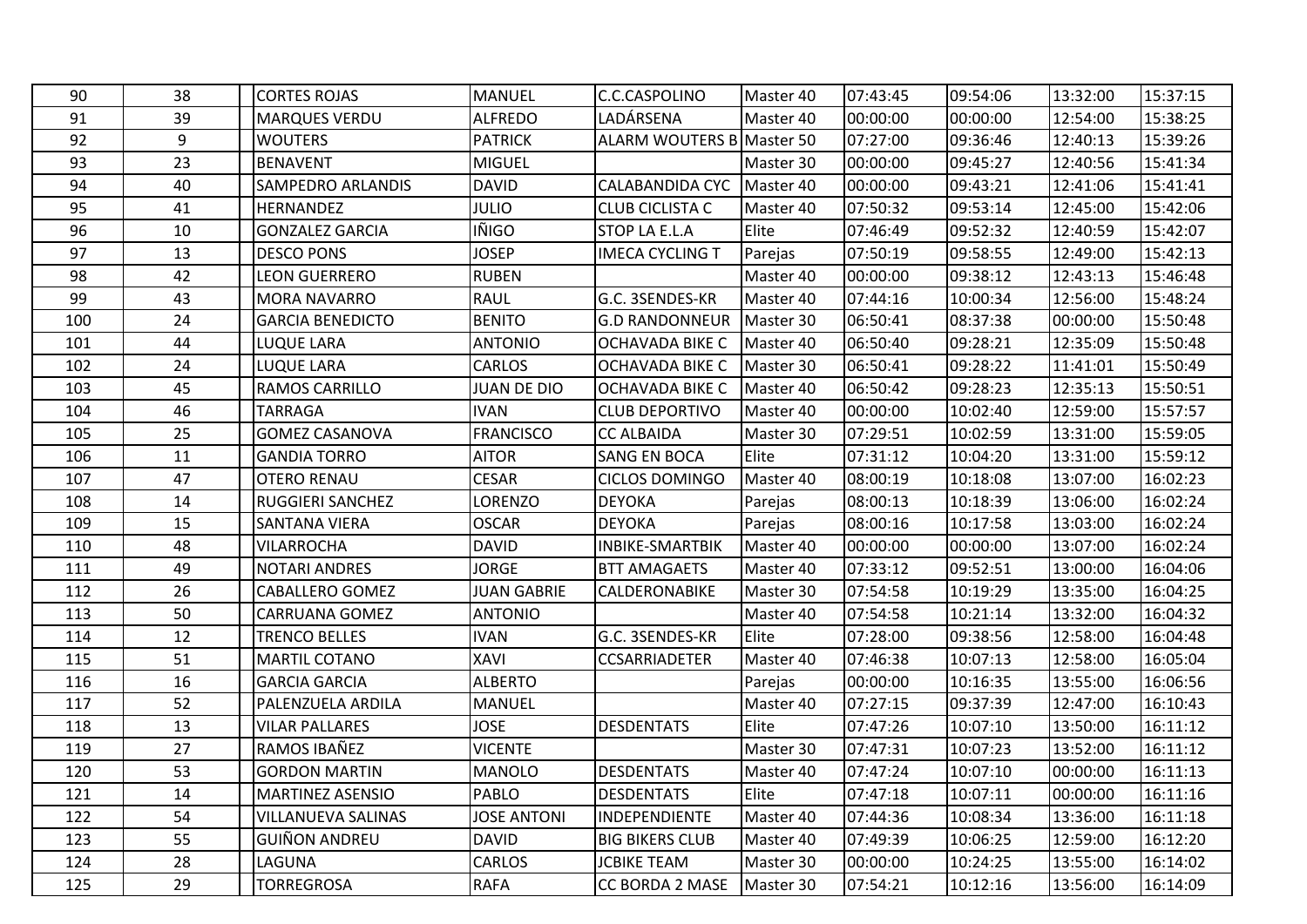| | | | | | | | | | | |
|---|---|---|---|---|---|---|---|---|---|---|
| 90 | 38 | | CORTES ROJAS | MANUEL | C.C.CASPOLINO | Master 40 | 07:43:45 | 09:54:06 | 13:32:00 | 15:37:15 |
| 91 | 39 | | MARQUES VERDU | ALFREDO | LADÁRSENA | Master 40 | 00:00:00 | 00:00:00 | 12:54:00 | 15:38:25 |
| 92 | 9 | | WOUTERS | PATRICK | ALARM WOUTERS B | Master 50 | 07:27:00 | 09:36:46 | 12:40:13 | 15:39:26 |
| 93 | 23 | | BENAVENT | MIGUEL | | Master 30 | 00:00:00 | 09:45:27 | 12:40:56 | 15:41:34 |
| 94 | 40 | | SAMPEDRO ARLANDIS | DAVID | CALABANDIDA CYC | Master 40 | 00:00:00 | 09:43:21 | 12:41:06 | 15:41:41 |
| 95 | 41 | | HERNANDEZ | JULIO | CLUB CICLISTA C | Master 40 | 07:50:32 | 09:53:14 | 12:45:00 | 15:42:06 |
| 96 | 10 | | GONZALEZ GARCIA | IÑIGO | STOP LA E.L.A | Elite | 07:46:49 | 09:52:32 | 12:40:59 | 15:42:07 |
| 97 | 13 | | DESCO PONS | JOSEP | IMECA CYCLING T | Parejas | 07:50:19 | 09:58:55 | 12:49:00 | 15:42:13 |
| 98 | 42 | | LEON GUERRERO | RUBEN | | Master 40 | 00:00:00 | 09:38:12 | 12:43:13 | 15:46:48 |
| 99 | 43 | | MORA NAVARRO | RAUL | G.C. 3SENDES-KR | Master 40 | 07:44:16 | 10:00:34 | 12:56:00 | 15:48:24 |
| 100 | 24 | | GARCIA BENEDICTO | BENITO | G.D RANDONNEUR | Master 30 | 06:50:41 | 08:37:38 | 00:00:00 | 15:50:48 |
| 101 | 44 | | LUQUE LARA | ANTONIO | OCHAVADA BIKE C | Master 40 | 06:50:40 | 09:28:21 | 12:35:09 | 15:50:48 |
| 102 | 24 | | LUQUE LARA | CARLOS | OCHAVADA BIKE C | Master 30 | 06:50:41 | 09:28:22 | 11:41:01 | 15:50:49 |
| 103 | 45 | | RAMOS CARRILLO | JUAN DE DIO | OCHAVADA BIKE C | Master 40 | 06:50:42 | 09:28:23 | 12:35:13 | 15:50:51 |
| 104 | 46 | | TARRAGA | IVAN | CLUB DEPORTIVO | Master 40 | 00:00:00 | 10:02:40 | 12:59:00 | 15:57:57 |
| 105 | 25 | | GOMEZ CASANOVA | FRANCISCO | CC ALBAIDA | Master 30 | 07:29:51 | 10:02:59 | 13:31:00 | 15:59:05 |
| 106 | 11 | | GANDIA TORRO | AITOR | SANG EN BOCA | Elite | 07:31:12 | 10:04:20 | 13:31:00 | 15:59:12 |
| 107 | 47 | | OTERO RENAU | CESAR | CICLOS DOMINGO | Master 40 | 08:00:19 | 10:18:08 | 13:07:00 | 16:02:23 |
| 108 | 14 | | RUGGIERI SANCHEZ | LORENZO | DEYOKA | Parejas | 08:00:13 | 10:18:39 | 13:06:00 | 16:02:24 |
| 109 | 15 | | SANTANA VIERA | OSCAR | DEYOKA | Parejas | 08:00:16 | 10:17:58 | 13:03:00 | 16:02:24 |
| 110 | 48 | | VILARROCHA | DAVID | INBIKE-SMARTBIK | Master 40 | 00:00:00 | 00:00:00 | 13:07:00 | 16:02:24 |
| 111 | 49 | | NOTARI ANDRES | JORGE | BTT AMAGAETS | Master 40 | 07:33:12 | 09:52:51 | 13:00:00 | 16:04:06 |
| 112 | 26 | | CABALLERO GOMEZ | JUAN GABRIE | CALDERONABIKE | Master 30 | 07:54:58 | 10:19:29 | 13:35:00 | 16:04:25 |
| 113 | 50 | | CARRUANA GOMEZ | ANTONIO | | Master 40 | 07:54:58 | 10:21:14 | 13:32:00 | 16:04:32 |
| 114 | 12 | | TRENCO BELLES | IVAN | G.C. 3SENDES-KR | Elite | 07:28:00 | 09:38:56 | 12:58:00 | 16:04:48 |
| 115 | 51 | | MARTIL COTANO | XAVI | CCSARRIADETER | Master 40 | 07:46:38 | 10:07:13 | 12:58:00 | 16:05:04 |
| 116 | 16 | | GARCIA GARCIA | ALBERTO | | Parejas | 00:00:00 | 10:16:35 | 13:55:00 | 16:06:56 |
| 117 | 52 | | PALENZUELA ARDILA | MANUEL | | Master 40 | 07:27:15 | 09:37:39 | 12:47:00 | 16:10:43 |
| 118 | 13 | | VILAR PALLARES | JOSE | DESDENTATS | Elite | 07:47:26 | 10:07:10 | 13:50:00 | 16:11:12 |
| 119 | 27 | | RAMOS IBAÑEZ | VICENTE | | Master 30 | 07:47:31 | 10:07:23 | 13:52:00 | 16:11:12 |
| 120 | 53 | | GORDON MARTIN | MANOLO | DESDENTATS | Master 40 | 07:47:24 | 10:07:10 | 00:00:00 | 16:11:13 |
| 121 | 14 | | MARTINEZ ASENSIO | PABLO | DESDENTATS | Elite | 07:47:18 | 10:07:11 | 00:00:00 | 16:11:16 |
| 122 | 54 | | VILLANUEVA SALINAS | JOSE ANTONI | INDEPENDIENTE | Master 40 | 07:44:36 | 10:08:34 | 13:36:00 | 16:11:18 |
| 123 | 55 | | GUIÑON ANDREU | DAVID | BIG BIKERS CLUB | Master 40 | 07:49:39 | 10:06:25 | 12:59:00 | 16:12:20 |
| 124 | 28 | | LAGUNA | CARLOS | JCBIKE TEAM | Master 30 | 00:00:00 | 10:24:25 | 13:55:00 | 16:14:02 |
| 125 | 29 | | TORREGROSA | RAFA | CC BORDA 2 MASE | Master 30 | 07:54:21 | 10:12:16 | 13:56:00 | 16:14:09 |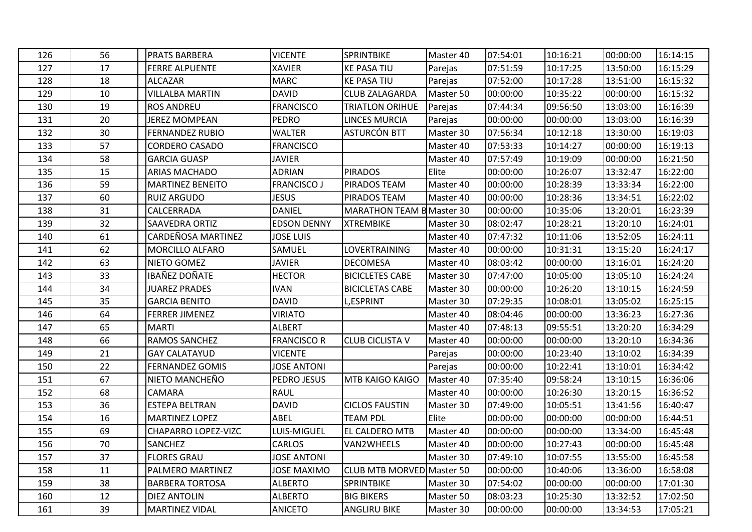| | | | | | | | | | | |
|---|---|---|---|---|---|---|---|---|---|---|
| 126 | 56 | | PRATS BARBERA | VICENTE | SPRINTBIKE | Master 40 | 07:54:01 | 10:16:21 | 00:00:00 | 16:14:15 |
| 127 | 17 | | FERRE ALPUENTE | XAVIER | KE PASA TIU | Parejas | 07:51:59 | 10:17:25 | 13:50:00 | 16:15:29 |
| 128 | 18 | | ALCAZAR | MARC | KE PASA TIU | Parejas | 07:52:00 | 10:17:28 | 13:51:00 | 16:15:32 |
| 129 | 10 | | VILLALBA MARTIN | DAVID | CLUB ZALAGARDA | Master 50 | 00:00:00 | 10:35:22 | 00:00:00 | 16:15:32 |
| 130 | 19 | | ROS ANDREU | FRANCISCO | TRIATLON ORIHUE | Parejas | 07:44:34 | 09:56:50 | 13:03:00 | 16:16:39 |
| 131 | 20 | | JEREZ MOMPEAN | PEDRO | LINCES MURCIA | Parejas | 00:00:00 | 00:00:00 | 13:03:00 | 16:16:39 |
| 132 | 30 | | FERNANDEZ RUBIO | WALTER | ASTURCÓN BTT | Master 30 | 07:56:34 | 10:12:18 | 13:30:00 | 16:19:03 |
| 133 | 57 | | CORDERO CASADO | FRANCISCO | | Master 40 | 07:53:33 | 10:14:27 | 00:00:00 | 16:19:13 |
| 134 | 58 | | GARCIA GUASP | JAVIER | | Master 40 | 07:57:49 | 10:19:09 | 00:00:00 | 16:21:50 |
| 135 | 15 | | ARIAS MACHADO | ADRIAN | PIRADOS | Elite | 00:00:00 | 10:26:07 | 13:32:47 | 16:22:00 |
| 136 | 59 | | MARTINEZ BENEITO | FRANCISCO J | PIRADOS TEAM | Master 40 | 00:00:00 | 10:28:39 | 13:33:34 | 16:22:00 |
| 137 | 60 | | RUIZ ARGUDO | JESUS | PIRADOS TEAM | Master 40 | 00:00:00 | 10:28:36 | 13:34:51 | 16:22:02 |
| 138 | 31 | | CALCERRADA | DANIEL | MARATHON TEAM B | Master 30 | 00:00:00 | 10:35:06 | 13:20:01 | 16:23:39 |
| 139 | 32 | | SAAVEDRA ORTIZ | EDSON DENNY | XTREMBIKE | Master 30 | 08:02:47 | 10:28:21 | 13:20:10 | 16:24:01 |
| 140 | 61 | | CARDEÑOSA MARTINEZ | JOSE LUIS | | Master 40 | 07:47:32 | 10:11:06 | 13:52:05 | 16:24:11 |
| 141 | 62 | | MORCILLO ALFARO | SAMUEL | LOVERTRAINING | Master 40 | 00:00:00 | 10:31:31 | 13:15:20 | 16:24:17 |
| 142 | 63 | | NIETO GOMEZ | JAVIER | DECOMESA | Master 40 | 08:03:42 | 00:00:00 | 13:16:01 | 16:24:20 |
| 143 | 33 | | IBAÑEZ DOÑATE | HECTOR | BICICLETES CABE | Master 30 | 07:47:00 | 10:05:00 | 13:05:10 | 16:24:24 |
| 144 | 34 | | JUAREZ PRADES | IVAN | BICICLETAS CABE | Master 30 | 00:00:00 | 10:26:20 | 13:10:15 | 16:24:59 |
| 145 | 35 | | GARCIA BENITO | DAVID | L,ESPRINT | Master 30 | 07:29:35 | 10:08:01 | 13:05:02 | 16:25:15 |
| 146 | 64 | | FERRER JIMENEZ | VIRIATO | | Master 40 | 08:04:46 | 00:00:00 | 13:36:23 | 16:27:36 |
| 147 | 65 | | MARTI | ALBERT | | Master 40 | 07:48:13 | 09:55:51 | 13:20:20 | 16:34:29 |
| 148 | 66 | | RAMOS SANCHEZ | FRANCISCO R | CLUB CICLISTA V | Master 40 | 00:00:00 | 00:00:00 | 13:20:10 | 16:34:36 |
| 149 | 21 | | GAY CALATAYUD | VICENTE | | Parejas | 00:00:00 | 10:23:40 | 13:10:02 | 16:34:39 |
| 150 | 22 | | FERNANDEZ GOMIS | JOSE ANTONI | | Parejas | 00:00:00 | 10:22:41 | 13:10:01 | 16:34:42 |
| 151 | 67 | | NIETO MANCHEÑO | PEDRO JESUS | MTB KAIGO KAIGO | Master 40 | 07:35:40 | 09:58:24 | 13:10:15 | 16:36:06 |
| 152 | 68 | | CAMARA | RAUL | | Master 40 | 00:00:00 | 10:26:30 | 13:20:15 | 16:36:52 |
| 153 | 36 | | ESTEPA BELTRAN | DAVID | CICLOS FAUSTIN | Master 30 | 07:49:00 | 10:05:51 | 13:41:56 | 16:40:47 |
| 154 | 16 | | MARTINEZ LOPEZ | ABEL | TEAM PDL | Elite | 00:00:00 | 00:00:00 | 00:00:00 | 16:44:51 |
| 155 | 69 | | CHAPARRO LOPEZ-VIZC | LUIS-MIGUEL | EL CALDERO MTB | Master 40 | 00:00:00 | 00:00:00 | 13:34:00 | 16:45:48 |
| 156 | 70 | | SANCHEZ | CARLOS | VAN2WHEELS | Master 40 | 00:00:00 | 10:27:43 | 00:00:00 | 16:45:48 |
| 157 | 37 | | FLORES GRAU | JOSE ANTONI | | Master 30 | 07:49:10 | 10:07:55 | 13:55:00 | 16:45:58 |
| 158 | 11 | | PALMERO MARTINEZ | JOSE MAXIMO | CLUB MTB MORVED | Master 50 | 00:00:00 | 10:40:06 | 13:36:00 | 16:58:08 |
| 159 | 38 | | BARBERA TORTOSA | ALBERTO | SPRINTBIKE | Master 30 | 07:54:02 | 00:00:00 | 00:00:00 | 17:01:30 |
| 160 | 12 | | DIEZ ANTOLIN | ALBERTO | BIG BIKERS | Master 50 | 08:03:23 | 10:25:30 | 13:32:52 | 17:02:50 |
| 161 | 39 | | MARTINEZ VIDAL | ANICETO | ANGLIRU BIKE | Master 30 | 00:00:00 | 00:00:00 | 13:34:53 | 17:05:21 |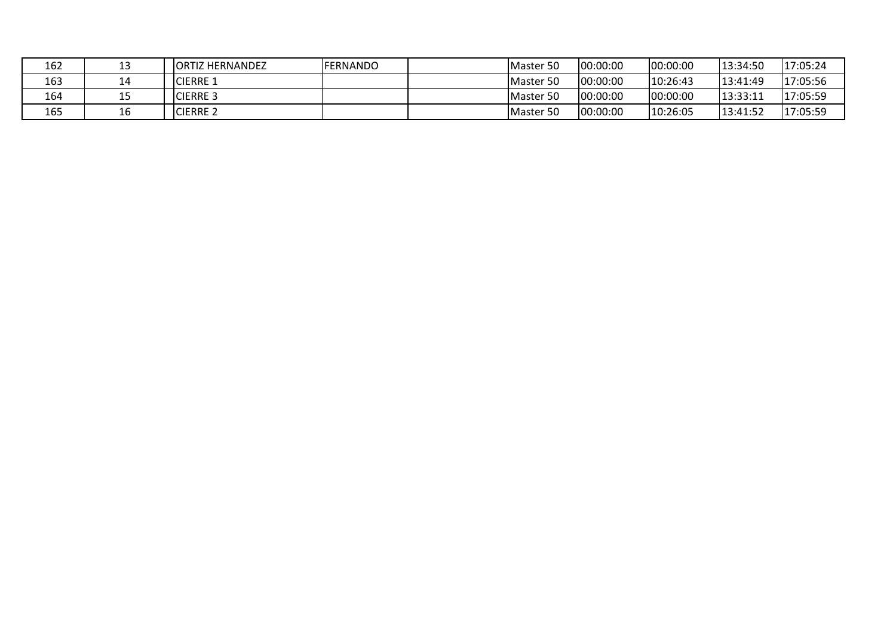| | | | | | | | | | | |
|---|---|---|---|---|---|---|---|---|---|---|
| 162 | 13 | | ORTIZ HERNANDEZ | FERNANDO | | Master 50 | 00:00:00 | 00:00:00 | 13:34:50 | 17:05:24 |
| 163 | 14 | | CIERRE 1 | | | Master 50 | 00:00:00 | 10:26:43 | 13:41:49 | 17:05:56 |
| 164 | 15 | | CIERRE 3 | | | Master 50 | 00:00:00 | 00:00:00 | 13:33:11 | 17:05:59 |
| 165 | 16 | | CIERRE 2 | | | Master 50 | 00:00:00 | 10:26:05 | 13:41:52 | 17:05:59 |